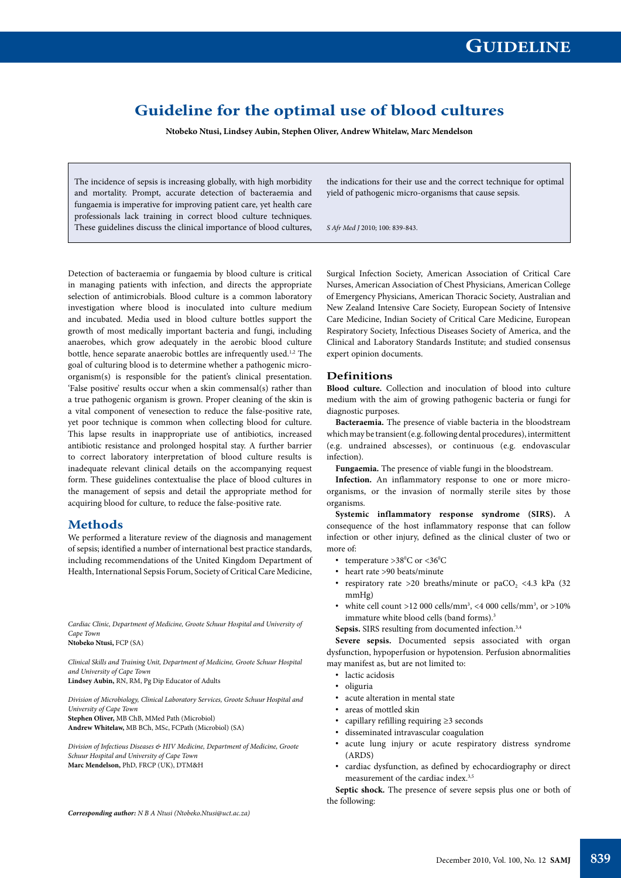# Guideline for the optimal use of blood cultures

**Ntobeko Ntusi, Lindsey Aubin, Stephen Oliver, Andrew Whitelaw, Marc Mendelson**

The incidence of sepsis is increasing globally, with high morbidity and mortality. Prompt, accurate detection of bacteraemia and fungaemia is imperative for improving patient care, yet health care professionals lack training in correct blood culture techniques. These guidelines discuss the clinical importance of blood cultures, the indications for their use and the correct technique for optimal yield of pathogenic micro-organisms that cause sepsis.

*S Afr Med J* 2010; 100: 839-843.

Detection of bacteraemia or fungaemia by blood culture is critical in managing patients with infection, and directs the appropriate selection of antimicrobials. Blood culture is a common laboratory investigation where blood is inoculated into culture medium and incubated. Media used in blood culture bottles support the growth of most medically important bacteria and fungi, including anaerobes, which grow adequately in the aerobic blood culture bottle, hence separate anaerobic bottles are infrequently used.[1,2] The goal of culturing blood is to determine whether a pathogenic micro-organism(s) is responsible for the patient's clinical presentation. 'False positive' results occur when a skin commensal(s) rather than a true pathogenic organism is grown. Proper cleaning of the skin is a vital component of venesection to reduce the false-positive rate, yet poor technique is common when collecting blood for culture. This lapse results in inappropriate use of antibiotics, increased antibiotic resistance and prolonged hospital stay. A further barrier to correct laboratory interpretation of blood culture results is inadequate relevant clinical details on the accompanying request form. These guidelines contextualise the place of blood cultures in the management of sepsis and detail the appropriate method for acquiring blood for culture, to reduce the false-positive rate.

## Methods

We performed a literature review of the diagnosis and management of sepsis; identified a number of international best practice standards, including recommendations of the United Kingdom Department of Health, International Sepsis Forum, Society of Critical Care Medicine, Surgical Infection Society, American Association of Critical Care Nurses, American Association of Chest Physicians, American College of Emergency Physicians, American Thoracic Society, Australian and New Zealand Intensive Care Society, European Society of Intensive Care Medicine, Indian Society of Critical Care Medicine, European Respiratory Society, Infectious Diseases Society of America, and the Clinical and Laboratory Standards Institute; and studied consensus expert opinion documents.

*Cardiac Clinic, Department of Medicine, Groote Schuur Hospital and University of Cape Town*
**Ntobeko Ntusi,** FCP (SA)

*Clinical Skills and Training Unit, Department of Medicine, Groote Schuur Hospital and University of Cape Town*
**Lindsey Aubin,** RN, RM, Pg Dip Educator of Adults

*Division of Microbiology, Clinical Laboratory Services, Groote Schuur Hospital and University of Cape Town*
**Stephen Oliver,** MB ChB, MMed Path (Microbiol)
**Andrew Whitelaw,** MB BCh, MSc, FCPath (Microbiol) (SA)

*Division of Infectious Diseases & HIV Medicine, Department of Medicine, Groote Schuur Hospital and University of Cape Town*
**Marc Mendelson,** PhD, FRCP (UK), DTM&H

***Corresponding author:** N B A Ntusi (Ntobeko.Ntusi@uct.ac.za)*

## Definitions

**Blood culture.** Collection and inoculation of blood into culture medium with the aim of growing pathogenic bacteria or fungi for diagnostic purposes.

**Bacteraemia.** The presence of viable bacteria in the bloodstream which may be transient (e.g. following dental procedures), intermittent (e.g. undrained abscesses), or continuous (e.g. endovascular infection).

**Fungaemia.** The presence of viable fungi in the bloodstream.

**Infection.** An inflammatory response to one or more micro-organisms, or the invasion of normally sterile sites by those organisms.

**Systemic inflammatory response syndrome (SIRS).** A consequence of the host inflammatory response that can follow infection or other injury, defined as the clinical cluster of two or more of:

- temperature >38°C or <36°C
- heart rate >90 beats/minute
- respiratory rate >20 breaths/minute or $paCO_2$ <4.3 kPa (32 mmHg)
- white cell count >12 000 cells/mm³, <4 000 cells/mm³, or >10% immature white blood cells (band forms).[3]

**Sepsis.** SIRS resulting from documented infection.[3,4]

**Severe sepsis.** Documented sepsis associated with organ dysfunction, hypoperfusion or hypotension. Perfusion abnormalities may manifest as, but are not limited to:

- lactic acidosis
- oliguria
- acute alteration in mental state
- areas of mottled skin
- capillary refilling requiring ≥3 seconds
- disseminated intravascular coagulation
- acute lung injury or acute respiratory distress syndrome (ARDS)
- cardiac dysfunction, as defined by echocardiography or direct measurement of the cardiac index.[3,5]

**Septic shock.** The presence of severe sepsis plus one or both of the following: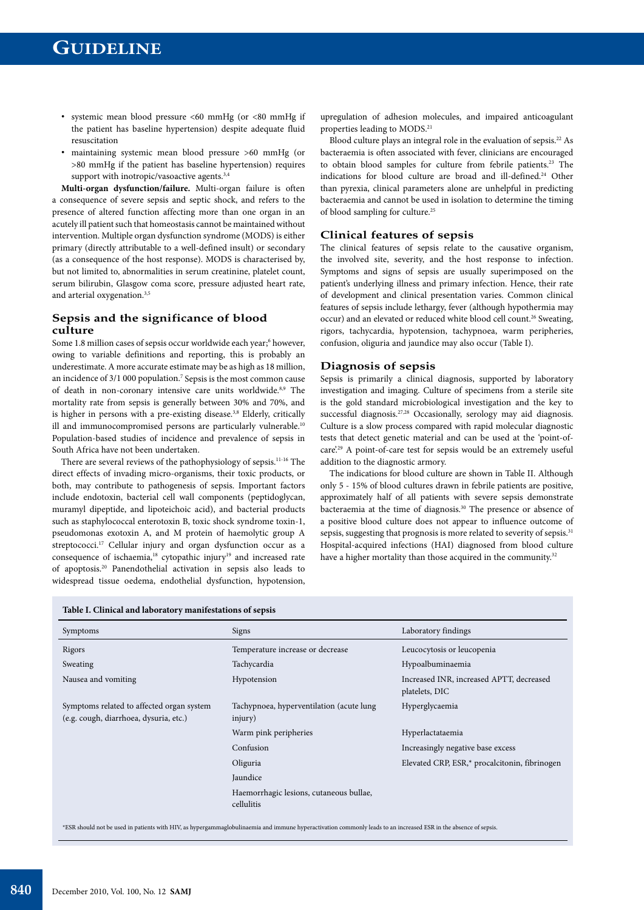- systemic mean blood pressure <60 mmHg (or <80 mmHg if the patient has baseline hypertension) despite adequate fluid resuscitation
- maintaining systemic mean blood pressure >60 mmHg (or >80 mmHg if the patient has baseline hypertension) requires support with inotropic/vasoactive agents.[3,4]

**Multi-organ dysfunction/failure.** Multi-organ failure is often a consequence of severe sepsis and septic shock, and refers to the presence of altered function affecting more than one organ in an acutely ill patient such that homeostasis cannot be maintained without intervention. Multiple organ dysfunction syndrome (MODS) is either primary (directly attributable to a well-defined insult) or secondary (as a consequence of the host response). MODS is characterised by, but not limited to, abnormalities in serum creatinine, platelet count, serum bilirubin, Glasgow coma score, pressure adjusted heart rate, and arterial oxygenation.[3,5]

## Sepsis and the significance of blood culture

Some 1.8 million cases of sepsis occur worldwide each year;[6] however, owing to variable definitions and reporting, this is probably an underestimate. A more accurate estimate may be as high as 18 million, an incidence of 3/1 000 population.[7] Sepsis is the most common cause of death in non-coronary intensive care units worldwide.[8,9] The mortality rate from sepsis is generally between 30% and 70%, and is higher in persons with a pre-existing disease.[3,8] Elderly, critically ill and immunocompromised persons are particularly vulnerable.[10] Population-based studies of incidence and prevalence of sepsis in South Africa have not been undertaken.

There are several reviews of the pathophysiology of sepsis.[11-16] The direct effects of invading micro-organisms, their toxic products, or both, may contribute to pathogenesis of sepsis. Important factors include endotoxin, bacterial cell wall components (peptidoglycan, muramyl dipeptide, and lipoteichoic acid), and bacterial products such as staphylococcal enterotoxin B, toxic shock syndrome toxin-1, pseudomonas exotoxin A, and M protein of haemolytic group A streptococci.[17] Cellular injury and organ dysfunction occur as a consequence of ischaemia,[18] cytopathic injury[19] and increased rate of apoptosis.[20] Panendothelial activation in sepsis also leads to widespread tissue oedema, endothelial dysfunction, hypotension, upregulation of adhesion molecules, and impaired anticoagulant properties leading to MODS.[21]

Blood culture plays an integral role in the evaluation of sepsis.[22] As bacteraemia is often associated with fever, clinicians are encouraged to obtain blood samples for culture from febrile patients.[23] The indications for blood culture are broad and ill-defined.[24] Other than pyrexia, clinical parameters alone are unhelpful in predicting bacteraemia and cannot be used in isolation to determine the timing of blood sampling for culture.[25]

## Clinical features of sepsis

The clinical features of sepsis relate to the causative organism, the involved site, severity, and the host response to infection. Symptoms and signs of sepsis are usually superimposed on the patient's underlying illness and primary infection. Hence, their rate of development and clinical presentation varies. Common clinical features of sepsis include lethargy, fever (although hypothermia may occur) and an elevated or reduced white blood cell count.[26] Sweating, rigors, tachycardia, hypotension, tachypnoea, warm peripheries, confusion, oliguria and jaundice may also occur (Table I).

## Diagnosis of sepsis

Sepsis is primarily a clinical diagnosis, supported by laboratory investigation and imaging. Culture of specimens from a sterile site is the gold standard microbiological investigation and the key to successful diagnosis.[27,28] Occasionally, serology may aid diagnosis. Culture is a slow process compared with rapid molecular diagnostic tests that detect genetic material and can be used at the 'point-of-care'.[29] A point-of-care test for sepsis would be an extremely useful addition to the diagnostic armory.

The indications for blood culture are shown in Table II. Although only 5 - 15% of blood cultures drawn in febrile patients are positive, approximately half of all patients with severe sepsis demonstrate bacteraemia at the time of diagnosis.[30] The presence or absence of a positive blood culture does not appear to influence outcome of sepsis, suggesting that prognosis is more related to severity of sepsis.[31] Hospital-acquired infections (HAI) diagnosed from blood culture have a higher mortality than those acquired in the community.[32]

**Table I. Clinical and laboratory manifestations of sepsis**

| Symptoms | Signs | Laboratory findings |
|---|---|---|
| Rigors | Temperature increase or decrease | Leucocytosis or leucopenia |
| Sweating | Tachycardia | Hypoalbuminaemia |
| Nausea and vomiting | Hypotension | Increased INR, increased APTT, decreased platelets, DIC |
| Symptoms related to affected organ system (e.g. cough, diarrhoea, dysuria, etc.) | Tachypnoea, hyperventilation (acute lung injury) | Hyperglycaemia |
| | Warm pink peripheries | Hyperlactataemia |
| | Confusion | Increasingly negative base excess |
| | Oliguria | Elevated CRP, ESR,* procalcitonin, fibrinogen |
| | Jaundice | |
| | Haemorrhagic lesions, cutaneous bullae, cellulitis | |

*ESR should not be used in patients with HIV, as hypergammaglobulinaemia and immune hyperactivation commonly leads to an increased ESR in the absence of sepsis.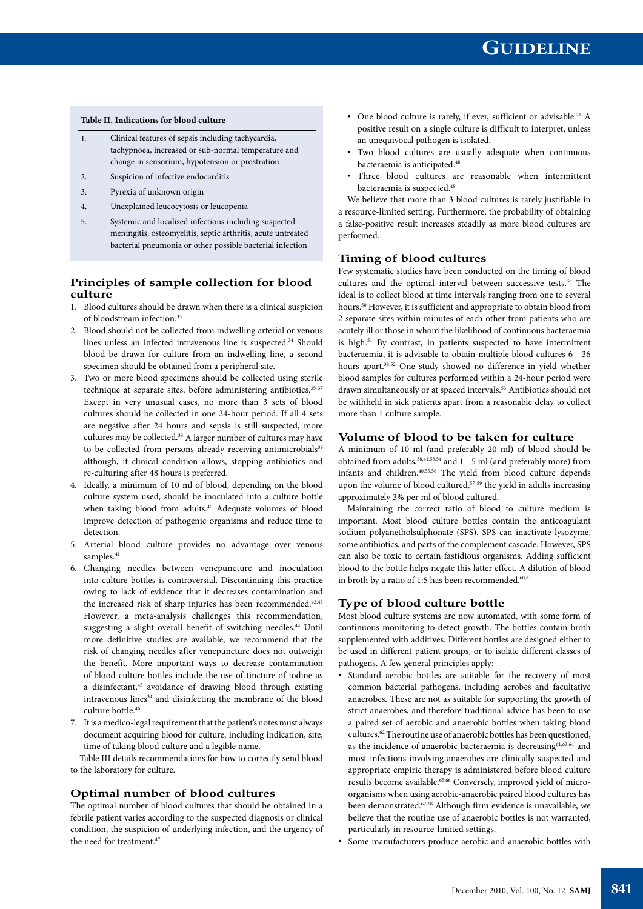**Table II. Indications for blood culture**

| | |
|---|---|
| 1. | Clinical features of sepsis including tachycardia, tachypnoea, increased or sub-normal temperature and change in sensorium, hypotension or prostration |
| 2. | Suspicion of infective endocarditis |
| 3. | Pyrexia of unknown origin |
| 4. | Unexplained leucocytosis or leucopenia |
| 5. | Systemic and localised infections including suspected meningitis, osteomyelitis, septic arthritis, acute untreated bacterial pneumonia or other possible bacterial infection |

## Principles of sample collection for blood culture

1. Blood cultures should be drawn when there is a clinical suspicion of bloodstream infection.[33]
2. Blood should not be collected from indwelling arterial or venous lines unless an infected intravenous line is suspected.[34] Should blood be drawn for culture from an indwelling line, a second specimen should be obtained from a peripheral site.
3. Two or more blood specimens should be collected using sterile technique at separate sites, before administering antibiotics.[35-37] Except in very unusual cases, no more than 3 sets of blood cultures should be collected in one 24-hour period. If all 4 sets are negative after 24 hours and sepsis is still suspected, more cultures may be collected.[38] A larger number of cultures may have to be collected from persons already receiving antimicrobials[39] although, if clinical condition allows, stopping antibiotics and re-culturing after 48 hours is preferred.
4. Ideally, a minimum of 10 ml of blood, depending on the blood culture system used, should be inoculated into a culture bottle when taking blood from adults.[40] Adequate volumes of blood improve detection of pathogenic organisms and reduce time to detection.
5. Arterial blood culture provides no advantage over venous samples.[41]
6. Changing needles between venepuncture and inoculation into culture bottles is controversial. Discontinuing this practice owing to lack of evidence that it decreases contamination and the increased risk of sharp injuries has been recommended.[42,43] However, a meta-analysis challenges this recommendation, suggesting a slight overall benefit of switching needles.[44] Until more definitive studies are available, we recommend that the risk of changing needles after venepuncture does not outweigh the benefit. More important ways to decrease contamination of blood culture bottles include the use of tincture of iodine as a disinfectant,[45] avoidance of drawing blood through existing intravenous lines[34] and disinfecting the membrane of the blood culture bottle.[46]
7. It is a medico-legal requirement that the patient's notes must always document acquiring blood for culture, including indication, site, time of taking blood culture and a legible name.

Table III details recommendations for how to correctly send blood to the laboratory for culture.

## Optimal number of blood cultures

The optimal number of blood cultures that should be obtained in a febrile patient varies according to the suspected diagnosis or clinical condition, the suspicion of underlying infection, and the urgency of the need for treatment.[47]

- One blood culture is rarely, if ever, sufficient or advisable.[21] A positive result on a single culture is difficult to interpret, unless an unequivocal pathogen is isolated.
- Two blood cultures are usually adequate when continuous bacteraemia is anticipated.[48]
- Three blood cultures are reasonable when intermittent bacteraemia is suspected.[49]

We believe that more than 3 blood cultures is rarely justifiable in a resource-limited setting. Furthermore, the probability of obtaining a false-positive result increases steadily as more blood cultures are performed.

## Timing of blood cultures

Few systematic studies have been conducted on the timing of blood cultures and the optimal interval between successive tests.[38] The ideal is to collect blood at time intervals ranging from one to several hours.[50] However, it is sufficient and appropriate to obtain blood from 2 separate sites within minutes of each other from patients who are acutely ill or those in whom the likelihood of continuous bacteraemia is high.[51] By contrast, in patients suspected to have intermittent bacteraemia, it is advisable to obtain multiple blood cultures 6 - 36 hours apart.[38,52] One study showed no difference in yield whether blood samples for cultures performed within a 24-hour period were drawn simultaneously or at spaced intervals.[53] Antibiotics should not be withheld in sick patients apart from a reasonable delay to collect more than 1 culture sample.

## Volume of blood to be taken for culture

A minimum of 10 ml (and preferably 20 ml) of blood should be obtained from adults,[38,41,53,54] and 1 - 5 ml (and preferably more) from infants and children.[40,55,56] The yield from blood culture depends upon the volume of blood cultured,[57-59] the yield in adults increasing approximately 3% per ml of blood cultured.

Maintaining the correct ratio of blood to culture medium is important. Most blood culture bottles contain the anticoagulant sodium polyanetholsulphonate (SPS). SPS can inactivate lysozyme, some antibiotics, and parts of the complement cascade. However, SPS can also be toxic to certain fastidious organisms. Adding sufficient blood to the bottle helps negate this latter effect. A dilution of blood in broth by a ratio of 1:5 has been recommended.[60,61]

## Type of blood culture bottle

Most blood culture systems are now automated, with some form of continuous monitoring to detect growth. The bottles contain broth supplemented with additives. Different bottles are designed either to be used in different patient groups, or to isolate different classes of pathogens. A few general principles apply:

- Standard aerobic bottles are suitable for the recovery of most common bacterial pathogens, including aerobes and facultative anaerobes. These are not as suitable for supporting the growth of strict anaerobes, and therefore traditional advice has been to use a paired set of aerobic and anaerobic bottles when taking blood cultures.[62] The routine use of anaerobic bottles has been questioned, as the incidence of anaerobic bacteraemia is decreasing[61,63,64] and most infections involving anaerobes are clinically suspected and appropriate empiric therapy is administered before blood culture results become available.[65,66] Conversely, improved yield of micro-organisms when using aerobic-anaerobic paired blood cultures has been demonstrated.[67,68] Although firm evidence is unavailable, we believe that the routine use of anaerobic bottles is not warranted, particularly in resource-limited settings.
- Some manufacturers produce aerobic and anaerobic bottles with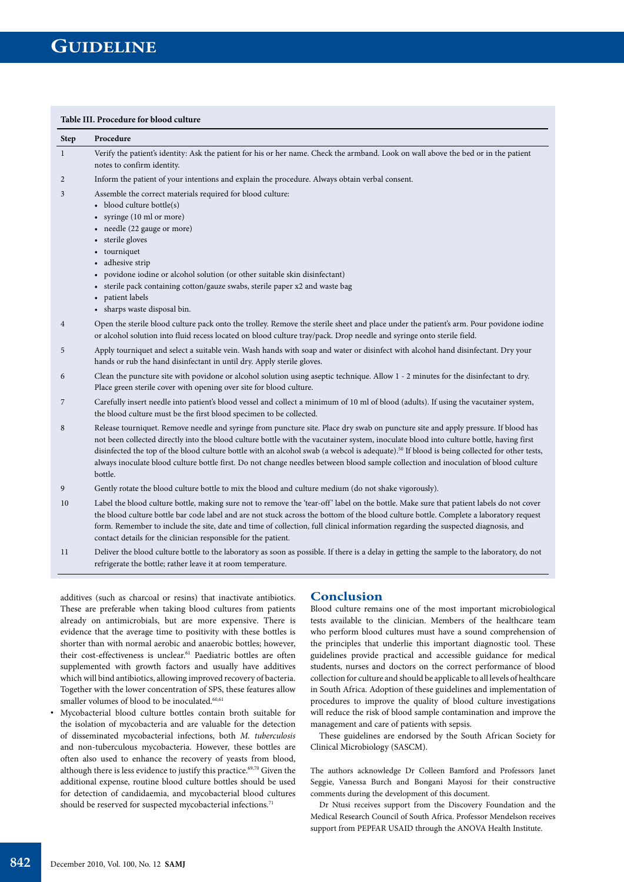**Table III. Procedure for blood culture**

| Step | Procedure |
|---|---|
| 1 | Verify the patient's identity: Ask the patient for his or her name. Check the armband. Look on wall above the bed or in the patient notes to confirm identity. |
| 2 | Inform the patient of your intentions and explain the procedure. Always obtain verbal consent. |
| 3 | Assemble the correct materials required for blood culture: • blood culture bottle(s) • syringe (10 ml or more) • needle (22 gauge or more) • sterile gloves • tourniquet • adhesive strip • povidone iodine or alcohol solution (or other suitable skin disinfectant) • sterile pack containing cotton/gauze swabs, sterile paper x2 and waste bag • patient labels • sharps waste disposal bin. |
| 4 | Open the sterile blood culture pack onto the trolley. Remove the sterile sheet and place under the patient's arm. Pour povidone iodine or alcohol solution into fluid recess located on blood culture tray/pack. Drop needle and syringe onto sterile field. |
| 5 | Apply tourniquet and select a suitable vein. Wash hands with soap and water or disinfect with alcohol hand disinfectant. Dry your hands or rub the hand disinfectant in until dry. Apply sterile gloves. |
| 6 | Clean the puncture site with povidone or alcohol solution using aseptic technique. Allow 1 - 2 minutes for the disinfectant to dry. Place green sterile cover with opening over site for blood culture. |
| 7 | Carefully insert needle into patient's blood vessel and collect a minimum of 10 ml of blood (adults). If using the vacutainer system, the blood culture must be the first blood specimen to be collected. |
| 8 | Release tourniquet. Remove needle and syringe from puncture site. Place dry swab on puncture site and apply pressure. If blood has not been collected directly into the blood culture bottle with the vacutainer system, inoculate blood into culture bottle, having first disinfected the top of the blood culture bottle with an alcohol swab (a webcol is adequate).[50] If blood is being collected for other tests, always inoculate blood culture bottle first. Do not change needles between blood sample collection and inoculation of blood culture bottle. |
| 9 | Gently rotate the blood culture bottle to mix the blood and culture medium (do not shake vigorously). |
| 10 | Label the blood culture bottle, making sure not to remove the 'tear-off' label on the bottle. Make sure that patient labels do not cover the blood culture bottle bar code label and are not stuck across the bottom of the blood culture bottle. Complete a laboratory request form. Remember to include the site, date and time of collection, full clinical information regarding the suspected diagnosis, and contact details for the clinician responsible for the patient. |
| 11 | Deliver the blood culture bottle to the laboratory as soon as possible. If there is a delay in getting the sample to the laboratory, do not refrigerate the bottle; rather leave it at room temperature. |

additives (such as charcoal or resins) that inactivate antibiotics. These are preferable when taking blood cultures from patients already on antimicrobials, but are more expensive. There is evidence that the average time to positivity with these bottles is shorter than with normal aerobic and anaerobic bottles; however, their cost-effectiveness is unclear.[61] Paediatric bottles are often supplemented with growth factors and usually have additives which will bind antibiotics, allowing improved recovery of bacteria. Together with the lower concentration of SPS, these features allow smaller volumes of blood to be inoculated.[60,61]

- Mycobacterial blood culture bottles contain broth suitable for the isolation of mycobacteria and are valuable for the detection of disseminated mycobacterial infections, both *M. tuberculosis* and non-tuberculous mycobacteria. However, these bottles are often also used to enhance the recovery of yeasts from blood, although there is less evidence to justify this practice.[69,70] Given the additional expense, routine blood culture bottles should be used for detection of candidaemia, and mycobacterial blood cultures should be reserved for suspected mycobacterial infections.[71]

## Conclusion

Blood culture remains one of the most important microbiological tests available to the clinician. Members of the healthcare team who perform blood cultures must have a sound comprehension of the principles that underlie this important diagnostic tool. These guidelines provide practical and accessible guidance for medical students, nurses and doctors on the correct performance of blood collection for culture and should be applicable to all levels of healthcare in South Africa. Adoption of these guidelines and implementation of procedures to improve the quality of blood culture investigations will reduce the risk of blood sample contamination and improve the management and care of patients with sepsis.

These guidelines are endorsed by the South African Society for Clinical Microbiology (SASCM).

The authors acknowledge Dr Colleen Bamford and Professors Janet Seggie, Vanessa Burch and Bongani Mayosi for their constructive comments during the development of this document.

Dr Ntusi receives support from the Discovery Foundation and the Medical Research Council of South Africa. Professor Mendelson receives support from PEPFAR USAID through the ANOVA Health Institute.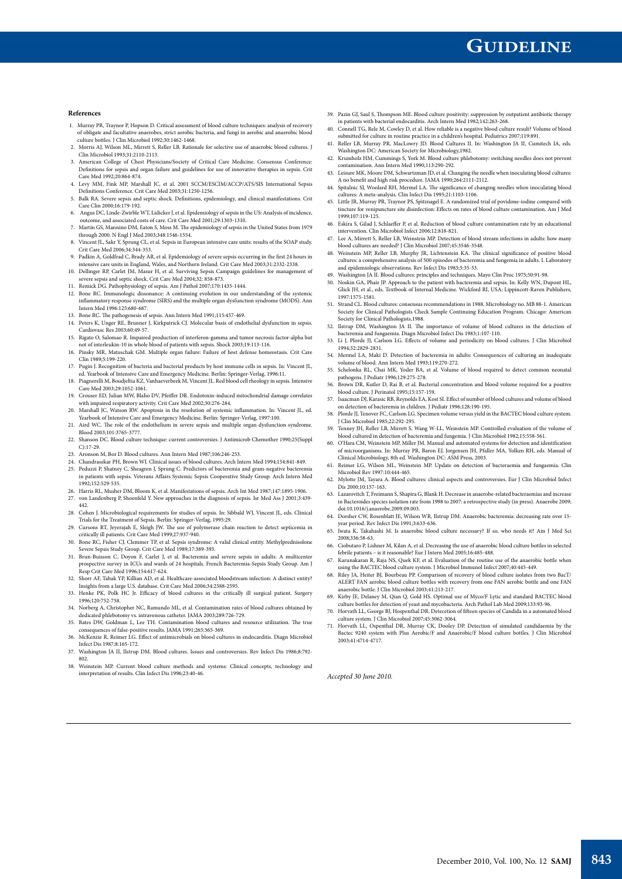## References

1. Murray PR, Traynor P, Hopson D. Critical assessment of blood culture techniques: analysis of recovery of obligate and facultative anaerobes, strict aerobic bacteria, and fungi in aerobic and anaerobic blood culture bottles. J Clin Microbiol 1992;30:1462-1468.
2. Morris AJ, Wilson ML, Mirrett S, Reller LB. Rationale for selective use of anaerobic blood cultures. J Clin Microbiol 1993;31:2110-2113.
3. American College of Chest Physicians/Society of Critical Care Medicine. Consensus Conference: Definitions for sepsis and organ failure and guidelines for use of innovative therapies in sepsis. Crit Care Med 1992;20:864-874.
4. Levy MM, Fink MP, Marshall JC, et al. 2001 SCCM/ESICM/ACCP/ATS/SIS International Sepsis Definitions Conference. Crit Care Med 2003;31:1250-1256.
5. Balk RA. Severe sepsis and septic shock. Definitions, epidemiology, and clinical manifestations. Crit Care Clin 2000;16:179-192.
6. Angus DC, Linde-Zwirble WT, Lidicker J, et al. Epidemiology of sepsis in the US: Analysis of incidence, outcome, and associated costs of care. Crit Care Med 2001;29:1303-1310.
7. Martin GS, Mannino DM, Eaton S, Moss M. The epidemiology of sepsis in the United States from 1979 through 2000. N Engl J Med 2003;348:1546-1554.
8. Vincent JL, Sakr Y, Sprung CL, et al. Sepsis in European intensive care units: results of the SOAP study. Crit Care Med 2006;34:344-353.
9. Padkin A, Goldfrad C, Brady AR, et al. Epidemiology of severe sepsis occurring in the first 24 hours in intensive care units in England, Wales, and Northern Ireland. Crit Care Med 2003;31:2332-2338.
10. Dellinger RP, Carlet JM, Masur H, et al. Surviving Sepsis Campaign guidelines for management of severe sepsis and septic shock. Crit Care Med 2004;32: 858-873.
11. Remick DG. Pathophysiology of sepsis. Am J Pathol 2007;170:1435-1444.
12. Bone RC. Immunologic dissonance: A continuing evolution in our understanding of the systemic inflammatory response syndrome (SIRS) and the multiple organ dysfunction syndrome (MODS). Ann Intern Med 1996:125:680-687.
13. Bone RC. The pathogenesis of sepsis. Ann Intern Med 1991;115:457-469.
14. Peters K, Unger RE, Brunner J, Kirkpatrick CJ. Molecular basis of endothelial dysfunction in sepsis. Cardiovasc Res 2003;60:49-57.
15. Rigato O, Salomao R. Impaired production of interferon-gamma and tumor necrosis factor-alpha but not of interleukin-10 in whole blood of patients with sepsis. Shock 2003;19:113-116.
16. Pinsky MR, Matuschak GM. Multiple organ failure: Failure of host defense homeostasis. Crit Care Clin 1989;5:199-220.
17. Pugin J. Recognition of bacteria and bacterial products by host immune cells in sepsis. In: Vincent JL, ed. Yearbook of Intensive Care and Emergency Medicine. Berlin: Springer-Verlag, 1996:11.
18. Piagnerelli M, Boudjeltia KZ, Vanhaeverbeek M, Vincent JL. Red blood cell rheology in sepsis. Intensive Care Med 2003;29:1052-1061.
19. Crouser ED, Julian MW, Blaho DV, Pfeiffer DR. Endotoxin-induced mitochondrial damage correlates with impaired respiratory activity. Crit Care Med 2002;30:276-284.
20. Marshall JC, Watson RW. Apoptosis in the resolution of systemic inflammation. In: Vincent JL, ed. Yearbook of Intensive Care and Emergency Medicine. Berlin: Springer-Verlag, 1997:100.
21. Aird WC. The role of the endothelium in severe sepsis and multiple organ dysfunction syndrome. Blood 2003;101:3765-3777.
22. Shanson DC. Blood culture technique: current controversies. J Antimicrob Chemother 1990;25(Suppl C):17-29.
23. Aronson M, Bor D. Blood cultures. Ann Intern Med 1987;106:246-253.
24. Chandrasekar PH, Brown WJ. Clinical issues of blood cultures. Arch Intern Med 1994;154:841-849.
25. Peduzzi P, Shatney C, Sheagren J, Sprung C. Predictors of bacteremia and gram-negative bacteremia in patients with sepsis. Veterans Affairs Systemic Sepsis Cooperative Study Group. Arch Intern Med 1992;152:529-535.
26. Harris RL, Musher DM, Bloom K, et al. Manifestations of sepsis. Arch Int Med 1987;147:1895-1906.
27. von Landenberg P, Shoenfeld Y. New approaches in the diagnosis of sepsis. Isr Med Ass J 2001;3:439-442.
28. Cohen J. Microbiological requirements for studies of sepsis. In: Sibbald WJ, Vincent JL, eds. Clinical Trials for the Treatment of Sepsis. Berlin: Springer-Verlag, 1995:29.
29. Cursons RT, Jeyerajah E, Sleigh JW. The use of polymerase chain reaction to detect septicemia in critically ill patients. Crit Care Med 1999;27:937-940.
30. Bone RC, Fisher CJ, Clemmer TP, et al. Sepsis syndrome: A valid clinical entity. Methylprednisolone Severe Sepsis Study Group. Crit Care Med 1989;17:389-393.
31. Brun-Buisson C, Doyon F, Carlet J, et al. Bacteremia and severe sepsis in adults: A multicenter prospective survey in ICUs and wards of 24 hospitals. French Bacteremia-Sepsis Study Group. Am J Resp Crit Care Med 1996;154:617-624.
32. Shorr AF, Tabak YP, Killian AD, et al. Healthcare-associated bloodstream infection: A distinct entity? Insights from a large U.S. database. Crit Care Med 2006;34:2588-2595.
33. Henke PK, Polk HC Jr. Efficacy of blood cultures in the critically ill surgical patient. Surgery 1996;120:752-758.
34. Norberg A, Christopher NC, Ramundo ML, et al. Contamination rates of blood cultures obtained by dedicated phlebotomy vs. intravenous catheter. JAMA 2003;289:726-729.
35. Bates DW, Goldman L, Lee TH. Contamination blood cultures and resource utilization. The true consequences of false-positive results. JAMA 1991;265:365-369.
36. McKenzie R, Reimer LG. Effect of antimicrobials on blood cultures in endocarditis. Diagn Microbiol Infect Dis 1987;8:165-172.
37. Washington JA II, Ilstrup DM. Blood cultures. Issues and controversies. Rev Infect Dis 1986;8:792-802.
38. Weinstein MP. Current blood culture methods and systems: Clinical concepts, technology and interpretation of results. Clin Infect Dis 1996;23:40-46.
39. Pazin GJ, Saul S, Thompson ME. Blood culture positivity: suppression by outpatient antibiotic therapy in patients with bacterial endocarditis. Arch Intern Med 1982;142:263-268.
40. Connell TG, Rele M, Cowley D, et al. How reliable is a negative blood culture result? Volume of blood submitted for culture in routine practice in a children's hospital. Pediatrics 2007;119:891.
41. Reller LB, Murray PR, MacLowry JD. Blood Cultures II. In: Washington JA II, Cumitech IA, eds. Washington DC: American Society for Microbiology,1982.
42. Krumholz HM, Cummings S, York M. Blood culture phlebotomy: switching needles does not prevent contamination. Ann Intern Med 1990;113:290-292.
43. Leisure MK, Moore DM, Schwartzman JD, et al. Changing the needle when inoculating blood cultures: A no benefit and high risk procedure. JAMA 1990;264:2111-2112.
44. Spitalnic SJ, Woolard RH, Mermel LA. The significance of changing needles when inoculating blood cultures: A meta-analysis. Clin Infect Dis 1995;21:1103-1106.
45. Little JR, Murray PR, Traynor PS, Spitznagel E. A randomized trial of povidone-iodine compared with tincture for venipuncture site disinfection: Effects on rates of blood culture contamination. Am J Med 1999;107:119-125.
46. Eskira S, Gilad J, Schlaeffer P, et al. Reduction of blood culture contamination rate by an educational intervention. Clin Microbiol Infect 2006;12:818-821.
47. Lee A, Mirrett S, Reller LB, Weinstein MP. Detection of blood stream infections in adults: how many blood cultures are needed? J Clin Microbiol 2007;45:3546-3548.
48. Weinstein MP, Reller LB, Murphy JR, Lichtenstein KA. The clinical significance of positive blood cultures: a comprehensive analysis of 500 episodes of bacteremia and fungemia in adults. I. Laboratory and epidemiologic observations. Rev Infect Dis 1983;5:35-53.
49. Washington JA II. Blood cultures: principles and techniques. Mayo Clin Proc 1975;50:91-98.
50. Noskin GA, Phair JP. Approach to the patient with bacteremia and sepsis. In: Kelly WN, Dupont HL, Glick JH, et al., eds. Textbook of Internal Medicine. Wickford RI, USA: Lippincott-Raven Publishers, 1997:1575-1581.
51. Strand CL. Blood cultures: consensus recommendations in 1988. Microbiology no. MB 88-1. American Society for Clinical Pathologists Check Sample Continuing Education Program. Chicago: American Society for Clinical Pathologists,1988.
52. Ilstrup DM, Washington JA II. The importance of volume of blood cultures in the detection of bacteremia and fungemia. Diagn Microbiol Infect Dis 1983;1:107-110.
53. Li J, Plorde JJ, Carlson LG. Effects of volume and periodicity on blood cultures. J Clin Microbiol 1994;32:2829-2831.
54. Mermel LA, Maki D. Detection of bacteremia in adults: Consequences of culturing an inadequate volume of blood. Ann Intern Med 1993;119:270-272.
55. Schelonka RL, Chai MK, Yoder BA, et al. Volume of blood required to detect common neonatal pathogens. J Pediatr 1996;129:275-278.
56. Brown DR, Kutler D, Rai B, et al. Bacterial concentration and blood volume required for a positive blood culture. J Perinatol 1995;15:157-159.
57. Isaacman DJ, Karasic RB, Reynolds EA, Kost SI. Effect of number of blood cultures and volume of blood on detection of bacteremia in children. J Pediatr 1996;128:190-195.
58. Plorde JJ, Tenover FC, Carlson LG. Specimen volume versus yield in the BACTEC blood culture system. J Clin Microbiol 1985;22:292-295.
59. Tenney JH, Reller LB, Mirrett S, Wang W-LL, Weinstein MP. Controlled evaluation of the volume of blood cultured in detection of bacteremia and fungemia. J Clin Microbiol 1982;15:558-561.
60. O'Hara CM, Weinstein MP, Miller JM. Manual and automated systems for detection and identification of microorganisms. In: Murray PR, Baron EJ, Jorgensen JH, Pfaller MA, Yolken RH, eds. Manual of Clinical Microbiology, 8th ed. Washington DC: ASM Press, 2003.
61. Reimer LG, Wilson ML, Weinstein MP. Update on detection of bacteraemia and fungaemia. Clin Microbiol Rev 1997:10:444-465.
62. Mylotte JM, Tayara A. Blood cultures: clinical aspects and controversies. Eur J Clin Microbiol Infect Dis 2000;10:157-163.
63. Lazarovitch T, Freimann S, Shapira G, Blank H. Decrease in anaerobe-related bacteraemias and increase in Bacteroides species isolation rate from 1998 to 2007: a retrospective study (in press). Anaerobe 2009; doi:10.1016/j.anaerobe.2009.09.003.
64. Dorsher CW, Rosenblatt JE, Wilson WR, Ilstrup DM. Anaerobic bacteremia: decreasing rate over 15-year period. Rev Infect Dis 1991;3:633-636.
65. Iwata K, Takahashi M. Is anaerobic blood culture necessary? If so, who needs it? Am J Med Sci 2008;336:58-63.
66. Ciobutaro P, Lishner M, Kilan A, et al. Decreasing the use of anaerobic blood culture bottles in selected febrile patients – is it reasonable? Eur J Internal Med 2005;16:485-488.
67. Karunakaran R, Raja NS, Quek KF, et al. Evaluation of the routine use of the anaerobic bottle when using the BACTEC blood culture system. J Microbiol Immunol Infect 2007;40:445-449.
68. Riley JA, Heiter BJ, Bourbeau PP. Comparison of recovery of blood culture isolates from two BacT/ALERT FAN aerobic blood culture bottles with recovery from one FAN aerobic bottle and one FAN anaerobic bottle. J Clin Microbiol 2003;41:213-217.
69. Kirby JE, Delaney M, Qian Q, Gold HS. Optimal use of Myco/F Lytic and standard BACTEC blood culture bottles for detection of yeast and mycobacteria. Arch Pathol Lab Med 2009;133:93-96.
70. Horvath LL, George BJ, Hospenthal DR. Detection of fifteen species of Candida in a automated blood culture system. J Clin Microbiol 2007;45:3062-3064.
71. Horvath LL, Ospenthal DR, Murray CK, Dooley DP. Detection of simulated candidaemia by the Bactec 9240 system with Plus Aerobic/F and Anaerobic/F blood culture bottles. J Clin Microbiol 2003;41:4714-4717.

*Accepted 30 June 2010.*